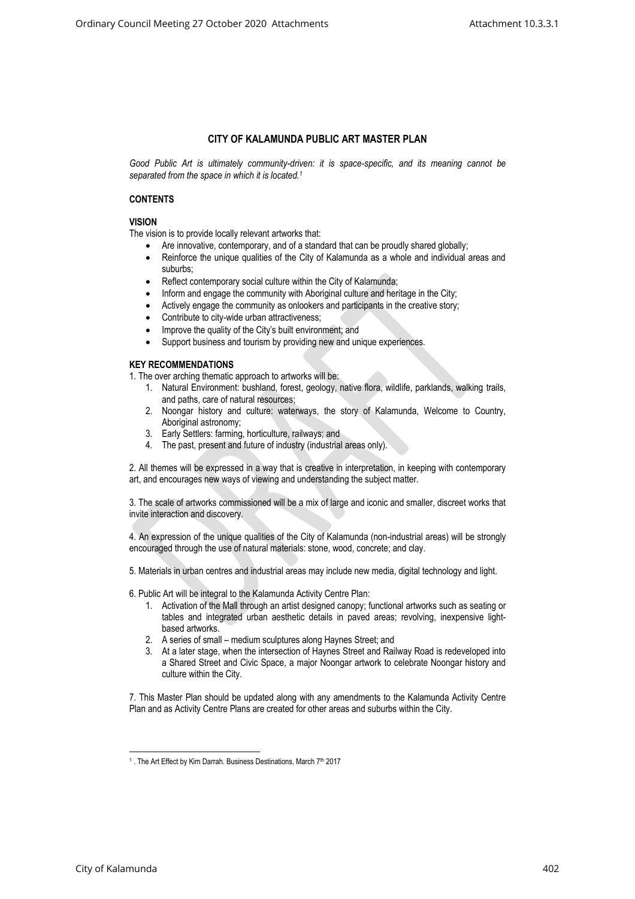# CITY OF KALAMUNDA PUBLIC ART MASTER PLAN

*Good Public Art is ultimately community-driven: it is space-specific, and its meaning cannot be separated from the space in which it is located.*[1]

## CONTENTS

## VISION

The vision is to provide locally relevant artworks that:

- Are innovative, contemporary, and of a standard that can be proudly shared globally;
- Reinforce the unique qualities of the City of Kalamunda as a whole and individual areas and suburbs;
- Reflect contemporary social culture within the City of Kalamunda;
- Inform and engage the community with Aboriginal culture and heritage in the City;
- Actively engage the community as onlookers and participants in the creative story;
- Contribute to city-wide urban attractiveness;
- Improve the quality of the City's built environment; and
- Support business and tourism by providing new and unique experiences.

## KEY RECOMMENDATIONS

1. The over arching thematic approach to artworks will be:
   1. Natural Environment: bushland, forest, geology, native flora, wildlife, parklands, walking trails, and paths, care of natural resources;
   2. Noongar history and culture: waterways, the story of Kalamunda, Welcome to Country, Aboriginal astronomy;
   3. Early Settlers: farming, horticulture, railways; and
   4. The past, present and future of industry (industrial areas only).

2. All themes will be expressed in a way that is creative in interpretation, in keeping with contemporary art, and encourages new ways of viewing and understanding the subject matter.

3. The scale of artworks commissioned will be a mix of large and iconic and smaller, discreet works that invite interaction and discovery.

4. An expression of the unique qualities of the City of Kalamunda (non-industrial areas) will be strongly encouraged through the use of natural materials: stone, wood, concrete; and clay.

5. Materials in urban centres and industrial areas may include new media, digital technology and light.

6. Public Art will be integral to the Kalamunda Activity Centre Plan:
   1. Activation of the Mall through an artist designed canopy; functional artworks such as seating or tables and integrated urban aesthetic details in paved areas; revolving, inexpensive light-based artworks.
   2. A series of small – medium sculptures along Haynes Street; and
   3. At a later stage, when the intersection of Haynes Street and Railway Road is redeveloped into a Shared Street and Civic Space, a major Noongar artwork to celebrate Noongar history and culture within the City.

7. This Master Plan should be updated along with any amendments to the Kalamunda Activity Centre Plan and as Activity Centre Plans are created for other areas and suburbs within the City.

---

[1] . The Art Effect by Kim Darrah. Business Destinations, March 7th 2017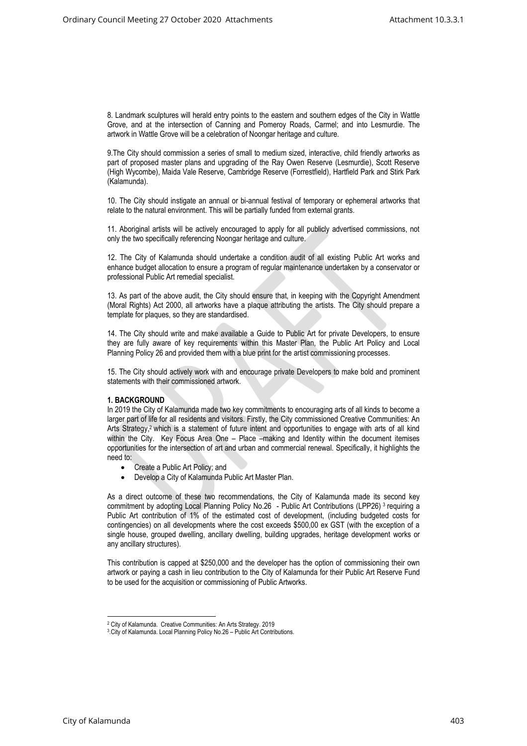8. Landmark sculptures will herald entry points to the eastern and southern edges of the City in Wattle Grove, and at the intersection of Canning and Pomeroy Roads, Carmel; and into Lesmurdie. The artwork in Wattle Grove will be a celebration of Noongar heritage and culture.

9.The City should commission a series of small to medium sized, interactive, child friendly artworks as part of proposed master plans and upgrading of the Ray Owen Reserve (Lesmurdie), Scott Reserve (High Wycombe), Maida Vale Reserve, Cambridge Reserve (Forrestfield), Hartfield Park and Stirk Park (Kalamunda).

10. The City should instigate an annual or bi-annual festival of temporary or ephemeral artworks that relate to the natural environment. This will be partially funded from external grants.

11. Aboriginal artists will be actively encouraged to apply for all publicly advertised commissions, not only the two specifically referencing Noongar heritage and culture.

12. The City of Kalamunda should undertake a condition audit of all existing Public Art works and enhance budget allocation to ensure a program of regular maintenance undertaken by a conservator or professional Public Art remedial specialist.

13. As part of the above audit, the City should ensure that, in keeping with the Copyright Amendment (Moral Rights) Act 2000, all artworks have a plaque attributing the artists. The City should prepare a template for plaques, so they are standardised.

14. The City should write and make available a Guide to Public Art for private Developers, to ensure they are fully aware of key requirements within this Master Plan, the Public Art Policy and Local Planning Policy 26 and provided them with a blue print for the artist commissioning processes.

15. The City should actively work with and encourage private Developers to make bold and prominent statements with their commissioned artwork.

**1. BACKGROUND**

In 2019 the City of Kalamunda made two key commitments to encouraging arts of all kinds to become a larger part of life for all residents and visitors. Firstly, the City commissioned Creative Communities: An Arts Strategy,[2] which is a statement of future intent and opportunities to engage with arts of all kind within the City. Key Focus Area One – Place –making and Identity within the document itemises opportunities for the intersection of art and urban and commercial renewal. Specifically, it highlights the need to:

- Create a Public Art Policy; and
- Develop a City of Kalamunda Public Art Master Plan.

As a direct outcome of these two recommendations, the City of Kalamunda made its second key commitment by adopting Local Planning Policy No.26 - Public Art Contributions (LPP26) [3] requiring a Public Art contribution of 1% of the estimated cost of development, (including budgeted costs for contingencies) on all developments where the cost exceeds $500,00 ex GST (with the exception of a single house, grouped dwelling, ancillary dwelling, building upgrades, heritage development works or any ancillary structures).

This contribution is capped at $250,000 and the developer has the option of commissioning their own artwork or paying a cash in lieu contribution to the City of Kalamunda for their Public Art Reserve Fund to be used for the acquisition or commissioning of Public Artworks.

[2] City of Kalamunda. Creative Communities: An Arts Strategy. 2019

[3] City of Kalamunda. Local Planning Policy No.26 – Public Art Contributions.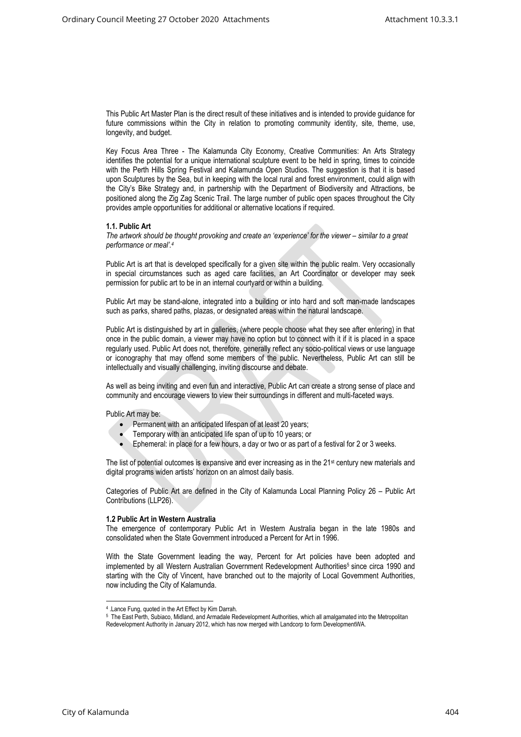This Public Art Master Plan is the direct result of these initiatives and is intended to provide guidance for future commissions within the City in relation to promoting community identity, site, theme, use, longevity, and budget.

Key Focus Area Three - The Kalamunda City Economy, Creative Communities: An Arts Strategy identifies the potential for a unique international sculpture event to be held in spring, times to coincide with the Perth Hills Spring Festival and Kalamunda Open Studios. The suggestion is that it is based upon Sculptures by the Sea, but in keeping with the local rural and forest environment, could align with the City's Bike Strategy and, in partnership with the Department of Biodiversity and Attractions, be positioned along the Zig Zag Scenic Trail. The large number of public open spaces throughout the City provides ample opportunities for additional or alternative locations if required.

#### 1.1. Public Art

*The artwork should be thought provoking and create an 'experience' for the viewer – similar to a great performance or meal'.*[4]

Public Art is art that is developed specifically for a given site within the public realm. Very occasionally in special circumstances such as aged care facilities, an Art Coordinator or developer may seek permission for public art to be in an internal courtyard or within a building.

Public Art may be stand-alone, integrated into a building or into hard and soft man-made landscapes such as parks, shared paths, plazas, or designated areas within the natural landscape.

Public Art is distinguished by art in galleries, (where people choose what they see after entering) in that once in the public domain, a viewer may have no option but to connect with it if it is placed in a space regularly used. Public Art does not, therefore, generally reflect any socio-political views or use language or iconography that may offend some members of the public. Nevertheless, Public Art can still be intellectually and visually challenging, inviting discourse and debate.

As well as being inviting and even fun and interactive, Public Art can create a strong sense of place and community and encourage viewers to view their surroundings in different and multi-faceted ways.

Public Art may be:

- Permanent with an anticipated lifespan of at least 20 years;
- Temporary with an anticipated life span of up to 10 years; or
- Ephemeral: in place for a few hours, a day or two or as part of a festival for 2 or 3 weeks.

The list of potential outcomes is expansive and ever increasing as in the 21st century new materials and digital programs widen artists' horizon on an almost daily basis.

Categories of Public Art are defined in the City of Kalamunda Local Planning Policy 26 – Public Art Contributions (LLP26).

#### 1.2 Public Art in Western Australia

The emergence of contemporary Public Art in Western Australia began in the late 1980s and consolidated when the State Government introduced a Percent for Art in 1996.

With the State Government leading the way, Percent for Art policies have been adopted and implemented by all Western Australian Government Redevelopment Authorities[5] since circa 1990 and starting with the City of Vincent, have branched out to the majority of Local Government Authorities, now including the City of Kalamunda.

---

[4] .Lance Fung, quoted in the Art Effect by Kim Darrah.

[5] The East Perth, Subiaco, Midland, and Armadale Redevelopment Authorities, which all amalgamated into the Metropolitan Redevelopment Authority in January 2012, which has now merged with Landcorp to form DevelopmentWA.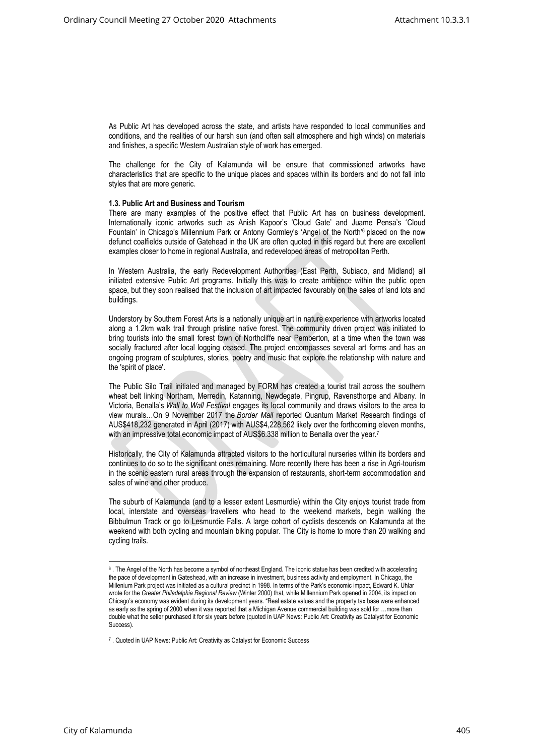As Public Art has developed across the state, and artists have responded to local communities and conditions, and the realities of our harsh sun (and often salt atmosphere and high winds) on materials and finishes, a specific Western Australian style of work has emerged.

The challenge for the City of Kalamunda will be ensure that commissioned artworks have characteristics that are specific to the unique places and spaces within its borders and do not fall into styles that are more generic.

**1.3. Public Art and Business and Tourism**

There are many examples of the positive effect that Public Art has on business development. Internationally iconic artworks such as Anish Kapoor's 'Cloud Gate' and Juame Pensa's 'Cloud Fountain' in Chicago's Millennium Park or Antony Gormley's 'Angel of the North'[6] placed on the now defunct coalfields outside of Gatehead in the UK are often quoted in this regard but there are excellent examples closer to home in regional Australia, and redeveloped areas of metropolitan Perth.

In Western Australia, the early Redevelopment Authorities (East Perth, Subiaco, and Midland) all initiated extensive Public Art programs. Initially this was to create ambience within the public open space, but they soon realised that the inclusion of art impacted favourably on the sales of land lots and buildings.

Understory by Southern Forest Arts is a nationally unique art in nature experience with artworks located along a 1.2km walk trail through pristine native forest. The community driven project was initiated to bring tourists into the small forest town of Northcliffe near Pemberton, at a time when the town was socially fractured after local logging ceased. The project encompasses several art forms and has an ongoing program of sculptures, stories, poetry and music that explore the relationship with nature and the 'spirit of place'.

The Public Silo Trail initiated and managed by FORM has created a tourist trail across the southern wheat belt linking Northam, Merredin, Katanning, Newdegate, Pingrup, Ravensthorpe and Albany. In Victoria, Benalla's *Wall to Wall Festival* engages its local community and draws visitors to the area to view murals…On 9 November 2017 the *Border Mail* reported Quantum Market Research findings of AUS$418,232 generated in April (2017) with AUS$4,228,562 likely over the forthcoming eleven months, with an impressive total economic impact of AUS$6.338 million to Benalla over the year.[7]

Historically, the City of Kalamunda attracted visitors to the horticultural nurseries within its borders and continues to do so to the significant ones remaining. More recently there has been a rise in Agri-tourism in the scenic eastern rural areas through the expansion of restaurants, short-term accommodation and sales of wine and other produce.

The suburb of Kalamunda (and to a lesser extent Lesmurdie) within the City enjoys tourist trade from local, interstate and overseas travellers who head to the weekend markets, begin walking the Bibbulmun Track or go to Lesmurdie Falls. A large cohort of cyclists descends on Kalamunda at the weekend with both cycling and mountain biking popular. The City is home to more than 20 walking and cycling trails.

---

[6] . The Angel of the North has become a symbol of northeast England. The iconic statue has been credited with accelerating the pace of development in Gateshead, with an increase in investment, business activity and employment. In Chicago, the Millenium Park project was initiated as a cultural precinct in 1998. In terms of the Park's economic impact, Edward K. Uhlar wrote for the *Greater Philadelphia Regional Review* (Winter 2000) that, while Millennium Park opened in 2004, its impact on Chicago's economy was evident during its development years. "Real estate values and the property tax base were enhanced as early as the spring of 2000 when it was reported that a Michigan Avenue commercial building was sold for …more than double what the seller purchased it for six years before (quoted in UAP News: Public Art: Creativity as Catalyst for Economic Success).

[7] . Quoted in UAP News: Public Art: Creativity as Catalyst for Economic Success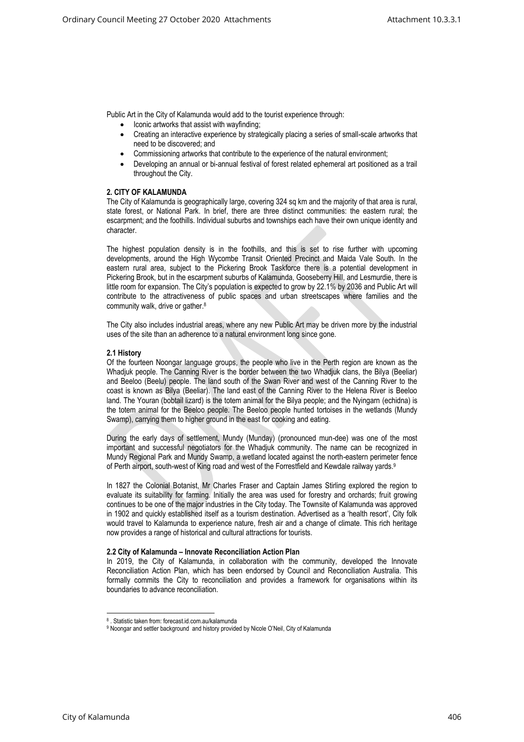Public Art in the City of Kalamunda would add to the tourist experience through:

- Iconic artworks that assist with wayfinding;
- Creating an interactive experience by strategically placing a series of small-scale artworks that need to be discovered; and
- Commissioning artworks that contribute to the experience of the natural environment;
- Developing an annual or bi-annual festival of forest related ephemeral art positioned as a trail throughout the City.

## 2. CITY OF KALAMUNDA

The City of Kalamunda is geographically large, covering 324 sq km and the majority of that area is rural, state forest, or National Park. In brief, there are three distinct communities: the eastern rural; the escarpment; and the foothills. Individual suburbs and townships each have their own unique identity and character.

The highest population density is in the foothills, and this is set to rise further with upcoming developments, around the High Wycombe Transit Oriented Precinct and Maida Vale South. In the eastern rural area, subject to the Pickering Brook Taskforce there is a potential development in Pickering Brook, but in the escarpment suburbs of Kalamunda, Gooseberry Hill, and Lesmurdie, there is little room for expansion. The City's population is expected to grow by 22.1% by 2036 and Public Art will contribute to the attractiveness of public spaces and urban streetscapes where families and the community walk, drive or gather.[8]

The City also includes industrial areas, where any new Public Art may be driven more by the industrial uses of the site than an adherence to a natural environment long since gone.

### 2.1 History

Of the fourteen Noongar language groups, the people who live in the Perth region are known as the Whadjuk people. The Canning River is the border between the two Whadjuk clans, the Bilya (Beeliar) and Beeloo (Beelu) people. The land south of the Swan River and west of the Canning River to the coast is known as Bilya (Beeliar). The land east of the Canning River to the Helena River is Beeloo land. The Youran (bobtail lizard) is the totem animal for the Bilya people; and the Nyingarn (echidna) is the totem animal for the Beeloo people. The Beeloo people hunted tortoises in the wetlands (Mundy Swamp), carrying them to higher ground in the east for cooking and eating.

During the early days of settlement, Mundy (Munday) (pronounced mun-dee) was one of the most important and successful negotiators for the Whadjuk community. The name can be recognized in Mundy Regional Park and Mundy Swamp, a wetland located against the north-eastern perimeter fence of Perth airport, south-west of King road and west of the Forrestfield and Kewdale railway yards.[9]

In 1827 the Colonial Botanist, Mr Charles Fraser and Captain James Stirling explored the region to evaluate its suitability for farming. Initially the area was used for forestry and orchards; fruit growing continues to be one of the major industries in the City today. The Townsite of Kalamunda was approved in 1902 and quickly established itself as a tourism destination. Advertised as a 'health resort', City folk would travel to Kalamunda to experience nature, fresh air and a change of climate. This rich heritage now provides a range of historical and cultural attractions for tourists.

### 2.2 City of Kalamunda – Innovate Reconciliation Action Plan

In 2019, the City of Kalamunda, in collaboration with the community, developed the Innovate Reconciliation Action Plan, which has been endorsed by Council and Reconciliation Australia. This formally commits the City to reconciliation and provides a framework for organisations within its boundaries to advance reconciliation.

---

[8] . Statistic taken from: forecast.id.com.au/kalamunda

[9] Noongar and settler background and history provided by Nicole O'Neil, City of Kalamunda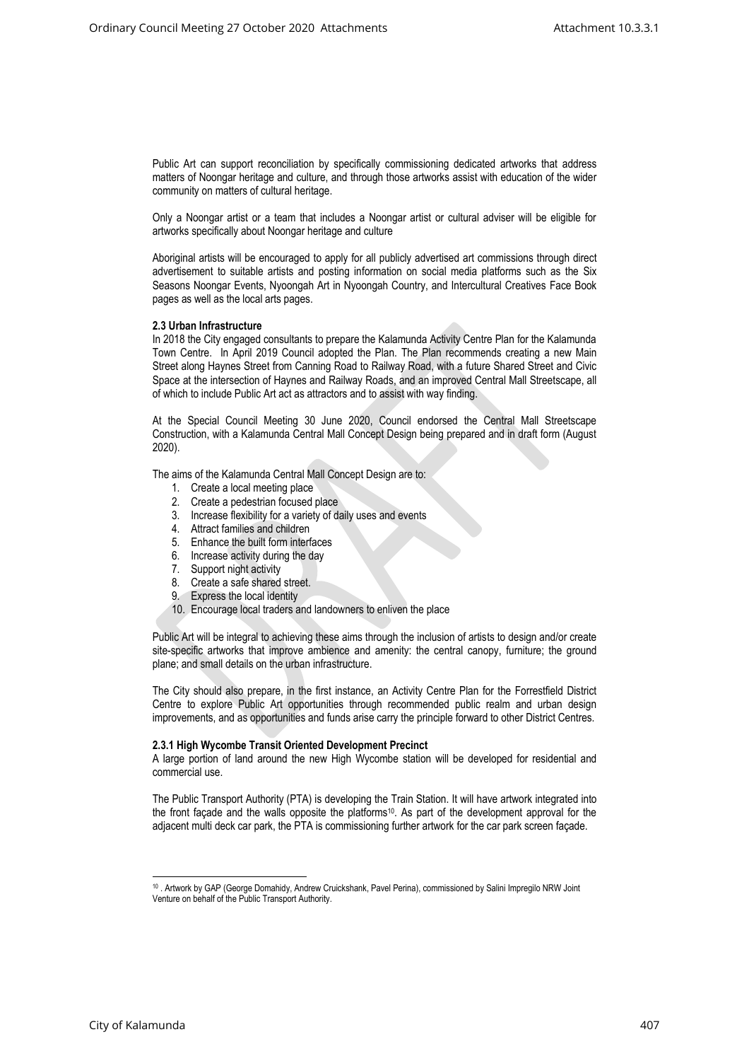Public Art can support reconciliation by specifically commissioning dedicated artworks that address matters of Noongar heritage and culture, and through those artworks assist with education of the wider community on matters of cultural heritage.

Only a Noongar artist or a team that includes a Noongar artist or cultural adviser will be eligible for artworks specifically about Noongar heritage and culture

Aboriginal artists will be encouraged to apply for all publicly advertised art commissions through direct advertisement to suitable artists and posting information on social media platforms such as the Six Seasons Noongar Events, Nyoongah Art in Nyoongah Country, and Intercultural Creatives Face Book pages as well as the local arts pages.

**2.3 Urban Infrastructure**

In 2018 the City engaged consultants to prepare the Kalamunda Activity Centre Plan for the Kalamunda Town Centre. In April 2019 Council adopted the Plan. The Plan recommends creating a new Main Street along Haynes Street from Canning Road to Railway Road, with a future Shared Street and Civic Space at the intersection of Haynes and Railway Roads, and an improved Central Mall Streetscape, all of which to include Public Art act as attractors and to assist with way finding.

At the Special Council Meeting 30 June 2020, Council endorsed the Central Mall Streetscape Construction, with a Kalamunda Central Mall Concept Design being prepared and in draft form (August 2020).

The aims of the Kalamunda Central Mall Concept Design are to:

1. Create a local meeting place
2. Create a pedestrian focused place
3. Increase flexibility for a variety of daily uses and events
4. Attract families and children
5. Enhance the built form interfaces
6. Increase activity during the day
7. Support night activity
8. Create a safe shared street.
9. Express the local identity
10. Encourage local traders and landowners to enliven the place

Public Art will be integral to achieving these aims through the inclusion of artists to design and/or create site-specific artworks that improve ambience and amenity: the central canopy, furniture; the ground plane; and small details on the urban infrastructure.

The City should also prepare, in the first instance, an Activity Centre Plan for the Forrestfield District Centre to explore Public Art opportunities through recommended public realm and urban design improvements, and as opportunities and funds arise carry the principle forward to other District Centres.

**2.3.1 High Wycombe Transit Oriented Development Precinct**

A large portion of land around the new High Wycombe station will be developed for residential and commercial use.

The Public Transport Authority (PTA) is developing the Train Station. It will have artwork integrated into the front façade and the walls opposite the platforms[10]. As part of the development approval for the adjacent multi deck car park, the PTA is commissioning further artwork for the car park screen façade.

[10] . Artwork by GAP (George Domahidy, Andrew Cruickshank, Pavel Perina), commissioned by Salini Impregilo NRW Joint Venture on behalf of the Public Transport Authority.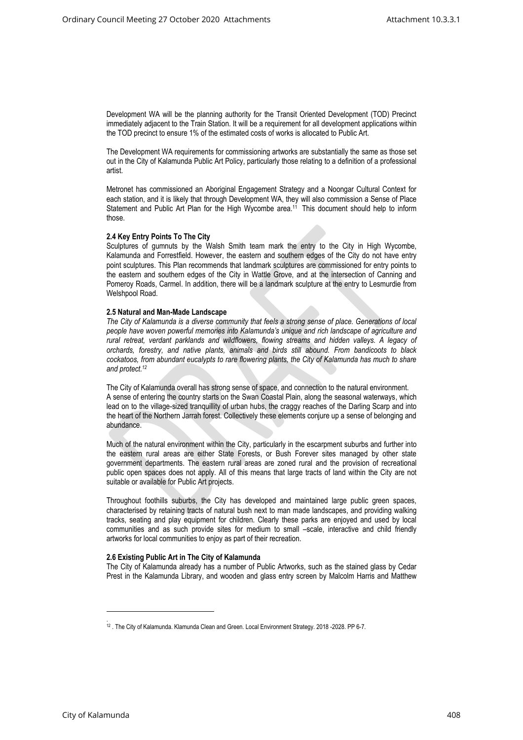Development WA will be the planning authority for the Transit Oriented Development (TOD) Precinct immediately adjacent to the Train Station. It will be a requirement for all development applications within the TOD precinct to ensure 1% of the estimated costs of works is allocated to Public Art.

The Development WA requirements for commissioning artworks are substantially the same as those set out in the City of Kalamunda Public Art Policy, particularly those relating to a definition of a professional artist.

Metronet has commissioned an Aboriginal Engagement Strategy and a Noongar Cultural Context for each station, and it is likely that through Development WA, they will also commission a Sense of Place Statement and Public Art Plan for the High Wycombe area.[11] This document should help to inform those.

**2.4 Key Entry Points To The City**

Sculptures of gumnuts by the Walsh Smith team mark the entry to the City in High Wycombe, Kalamunda and Forrestfield. However, the eastern and southern edges of the City do not have entry point sculptures. This Plan recommends that landmark sculptures are commissioned for entry points to the eastern and southern edges of the City in Wattle Grove, and at the intersection of Canning and Pomeroy Roads, Carmel. In addition, there will be a landmark sculpture at the entry to Lesmurdie from Welshpool Road.

**2.5 Natural and Man-Made Landscape**

*The City of Kalamunda is a diverse community that feels a strong sense of place. Generations of local people have woven powerful memories into Kalamunda's unique and rich landscape of agriculture and rural retreat, verdant parklands and wildflowers, flowing streams and hidden valleys. A legacy of orchards, forestry, and native plants, animals and birds still abound. From bandicoots to black cockatoos, from abundant eucalypts to rare flowering plants, the City of Kalamunda has much to share and protect.*[12]

The City of Kalamunda overall has strong sense of space, and connection to the natural environment.
A sense of entering the country starts on the Swan Coastal Plain, along the seasonal waterways, which lead on to the village-sized tranquillity of urban hubs, the craggy reaches of the Darling Scarp and into the heart of the Northern Jarrah forest. Collectively these elements conjure up a sense of belonging and abundance.

Much of the natural environment within the City, particularly in the escarpment suburbs and further into the eastern rural areas are either State Forests, or Bush Forever sites managed by other state government departments. The eastern rural areas are zoned rural and the provision of recreational public open spaces does not apply. All of this means that large tracts of land within the City are not suitable or available for Public Art projects.

Throughout foothills suburbs, the City has developed and maintained large public green spaces, characterised by retaining tracts of natural bush next to man made landscapes, and providing walking tracks, seating and play equipment for children. Clearly these parks are enjoyed and used by local communities and as such provide sites for medium to small –scale, interactive and child friendly artworks for local communities to enjoy as part of their recreation.

**2.6 Existing Public Art in The City of Kalamunda**

The City of Kalamunda already has a number of Public Artworks, such as the stained glass by Cedar Prest in the Kalamunda Library, and wooden and glass entry screen by Malcolm Harris and Matthew

---

[12] . The City of Kalamunda. Klamunda Clean and Green. Local Environment Strategy. 2018 -2028. PP 6-7.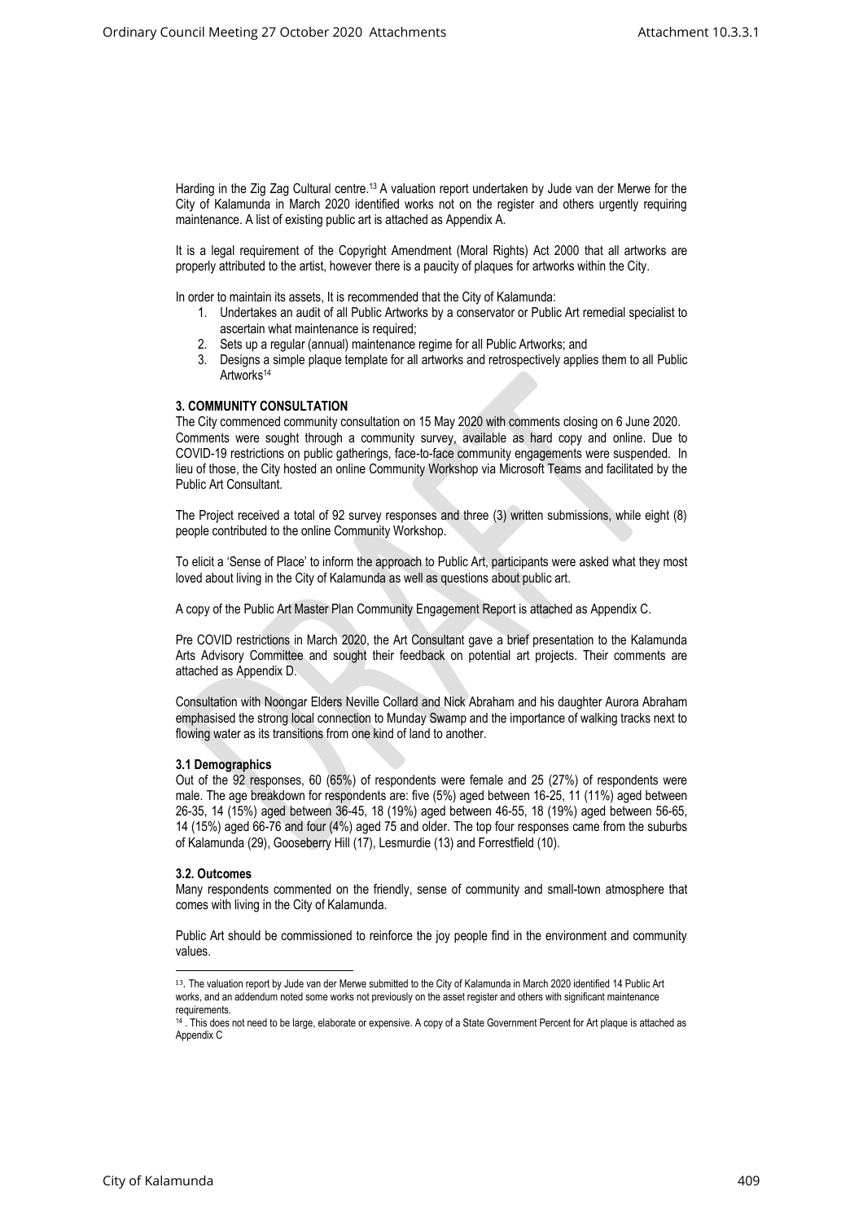Harding in the Zig Zag Cultural centre.[13] A valuation report undertaken by Jude van der Merwe for the City of Kalamunda in March 2020 identified works not on the register and others urgently requiring maintenance. A list of existing public art is attached as Appendix A.

It is a legal requirement of the Copyright Amendment (Moral Rights) Act 2000 that all artworks are properly attributed to the artist, however there is a paucity of plaques for artworks within the City.

In order to maintain its assets, It is recommended that the City of Kalamunda:

1. Undertakes an audit of all Public Artworks by a conservator or Public Art remedial specialist to ascertain what maintenance is required;
2. Sets up a regular (annual) maintenance regime for all Public Artworks; and
3. Designs a simple plaque template for all artworks and retrospectively applies them to all Public Artworks[14]

**3. COMMUNITY CONSULTATION**

The City commenced community consultation on 15 May 2020 with comments closing on 6 June 2020. Comments were sought through a community survey, available as hard copy and online. Due to COVID-19 restrictions on public gatherings, face-to-face community engagements were suspended. In lieu of those, the City hosted an online Community Workshop via Microsoft Teams and facilitated by the Public Art Consultant.

The Project received a total of 92 survey responses and three (3) written submissions, while eight (8) people contributed to the online Community Workshop.

To elicit a 'Sense of Place' to inform the approach to Public Art, participants were asked what they most loved about living in the City of Kalamunda as well as questions about public art.

A copy of the Public Art Master Plan Community Engagement Report is attached as Appendix C.

Pre COVID restrictions in March 2020, the Art Consultant gave a brief presentation to the Kalamunda Arts Advisory Committee and sought their feedback on potential art projects. Their comments are attached as Appendix D.

Consultation with Noongar Elders Neville Collard and Nick Abraham and his daughter Aurora Abraham emphasised the strong local connection to Munday Swamp and the importance of walking tracks next to flowing water as its transitions from one kind of land to another.

**3.1 Demographics**

Out of the 92 responses, 60 (65%) of respondents were female and 25 (27%) of respondents were male. The age breakdown for respondents are: five (5%) aged between 16-25, 11 (11%) aged between 26-35, 14 (15%) aged between 36-45, 18 (19%) aged between 46-55, 18 (19%) aged between 56-65, 14 (15%) aged 66-76 and four (4%) aged 75 and older. The top four responses came from the suburbs of Kalamunda (29), Gooseberry Hill (17), Lesmurdie (13) and Forrestfield (10).

**3.2. Outcomes**

Many respondents commented on the friendly, sense of community and small-town atmosphere that comes with living in the City of Kalamunda.

Public Art should be commissioned to reinforce the joy people find in the environment and community values.

---

[13]. The valuation report by Jude van der Merwe submitted to the City of Kalamunda in March 2020 identified 14 Public Art works, and an addendum noted some works not previously on the asset register and others with significant maintenance requirements.

[14] . This does not need to be large, elaborate or expensive. A copy of a State Government Percent for Art plaque is attached as Appendix C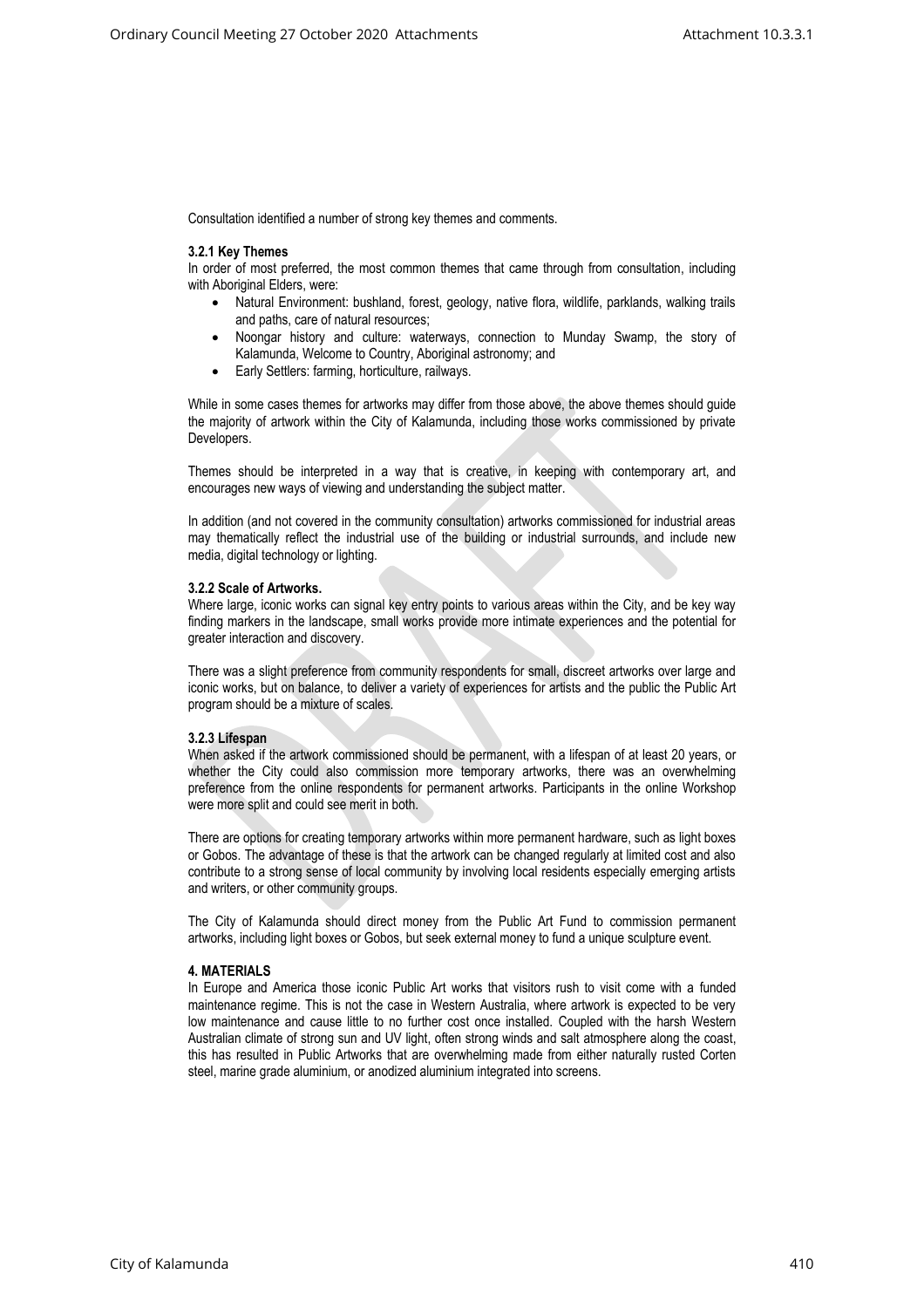Consultation identified a number of strong key themes and comments.

**3.2.1 Key Themes**

In order of most preferred, the most common themes that came through from consultation, including with Aboriginal Elders, were:

- Natural Environment: bushland, forest, geology, native flora, wildlife, parklands, walking trails and paths, care of natural resources;
- Noongar history and culture: waterways, connection to Munday Swamp, the story of Kalamunda, Welcome to Country, Aboriginal astronomy; and
- Early Settlers: farming, horticulture, railways.

While in some cases themes for artworks may differ from those above, the above themes should guide the majority of artwork within the City of Kalamunda, including those works commissioned by private Developers.

Themes should be interpreted in a way that is creative, in keeping with contemporary art, and encourages new ways of viewing and understanding the subject matter.

In addition (and not covered in the community consultation) artworks commissioned for industrial areas may thematically reflect the industrial use of the building or industrial surrounds, and include new media, digital technology or lighting.

**3.2.2 Scale of Artworks.**

Where large, iconic works can signal key entry points to various areas within the City, and be key way finding markers in the landscape, small works provide more intimate experiences and the potential for greater interaction and discovery.

There was a slight preference from community respondents for small, discreet artworks over large and iconic works, but on balance, to deliver a variety of experiences for artists and the public the Public Art program should be a mixture of scales.

**3.2.3 Lifespan**

When asked if the artwork commissioned should be permanent, with a lifespan of at least 20 years, or whether the City could also commission more temporary artworks, there was an overwhelming preference from the online respondents for permanent artworks. Participants in the online Workshop were more split and could see merit in both.

There are options for creating temporary artworks within more permanent hardware, such as light boxes or Gobos. The advantage of these is that the artwork can be changed regularly at limited cost and also contribute to a strong sense of local community by involving local residents especially emerging artists and writers, or other community groups.

The City of Kalamunda should direct money from the Public Art Fund to commission permanent artworks, including light boxes or Gobos, but seek external money to fund a unique sculpture event.

**4. MATERIALS**

In Europe and America those iconic Public Art works that visitors rush to visit come with a funded maintenance regime. This is not the case in Western Australia, where artwork is expected to be very low maintenance and cause little to no further cost once installed. Coupled with the harsh Western Australian climate of strong sun and UV light, often strong winds and salt atmosphere along the coast, this has resulted in Public Artworks that are overwhelming made from either naturally rusted Corten steel, marine grade aluminium, or anodized aluminium integrated into screens.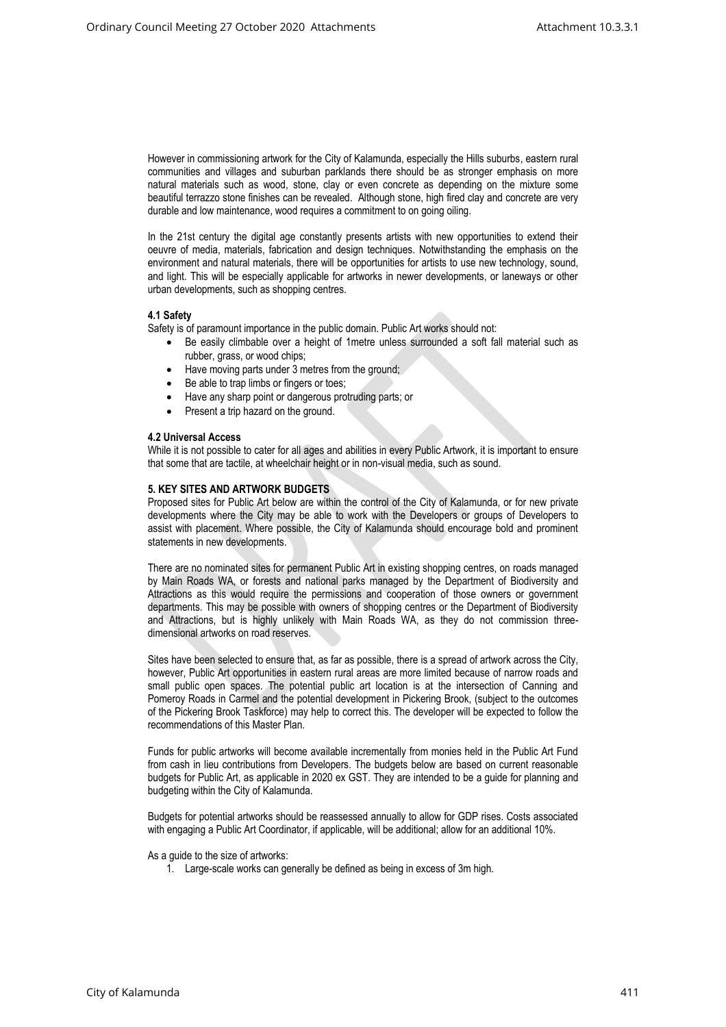However in commissioning artwork for the City of Kalamunda, especially the Hills suburbs, eastern rural communities and villages and suburban parklands there should be as stronger emphasis on more natural materials such as wood, stone, clay or even concrete as depending on the mixture some beautiful terrazzo stone finishes can be revealed. Although stone, high fired clay and concrete are very durable and low maintenance, wood requires a commitment to on going oiling.

In the 21st century the digital age constantly presents artists with new opportunities to extend their oeuvre of media, materials, fabrication and design techniques. Notwithstanding the emphasis on the environment and natural materials, there will be opportunities for artists to use new technology, sound, and light. This will be especially applicable for artworks in newer developments, or laneways or other urban developments, such as shopping centres.

#### 4.1 Safety

Safety is of paramount importance in the public domain. Public Art works should not:

- Be easily climbable over a height of 1metre unless surrounded a soft fall material such as rubber, grass, or wood chips;
- Have moving parts under 3 metres from the ground;
- Be able to trap limbs or fingers or toes;
- Have any sharp point or dangerous protruding parts; or
- Present a trip hazard on the ground.

#### 4.2 Universal Access

While it is not possible to cater for all ages and abilities in every Public Artwork, it is important to ensure that some that are tactile, at wheelchair height or in non-visual media, such as sound.

### 5. KEY SITES AND ARTWORK BUDGETS

Proposed sites for Public Art below are within the control of the City of Kalamunda, or for new private developments where the City may be able to work with the Developers or groups of Developers to assist with placement. Where possible, the City of Kalamunda should encourage bold and prominent statements in new developments.

There are no nominated sites for permanent Public Art in existing shopping centres, on roads managed by Main Roads WA, or forests and national parks managed by the Department of Biodiversity and Attractions as this would require the permissions and cooperation of those owners or government departments. This may be possible with owners of shopping centres or the Department of Biodiversity and Attractions, but is highly unlikely with Main Roads WA, as they do not commission three-dimensional artworks on road reserves.

Sites have been selected to ensure that, as far as possible, there is a spread of artwork across the City, however, Public Art opportunities in eastern rural areas are more limited because of narrow roads and small public open spaces. The potential public art location is at the intersection of Canning and Pomeroy Roads in Carmel and the potential development in Pickering Brook, (subject to the outcomes of the Pickering Brook Taskforce) may help to correct this. The developer will be expected to follow the recommendations of this Master Plan.

Funds for public artworks will become available incrementally from monies held in the Public Art Fund from cash in lieu contributions from Developers. The budgets below are based on current reasonable budgets for Public Art, as applicable in 2020 ex GST. They are intended to be a guide for planning and budgeting within the City of Kalamunda.

Budgets for potential artworks should be reassessed annually to allow for GDP rises. Costs associated with engaging a Public Art Coordinator, if applicable, will be additional; allow for an additional 10%.

As a guide to the size of artworks:

1. Large-scale works can generally be defined as being in excess of 3m high.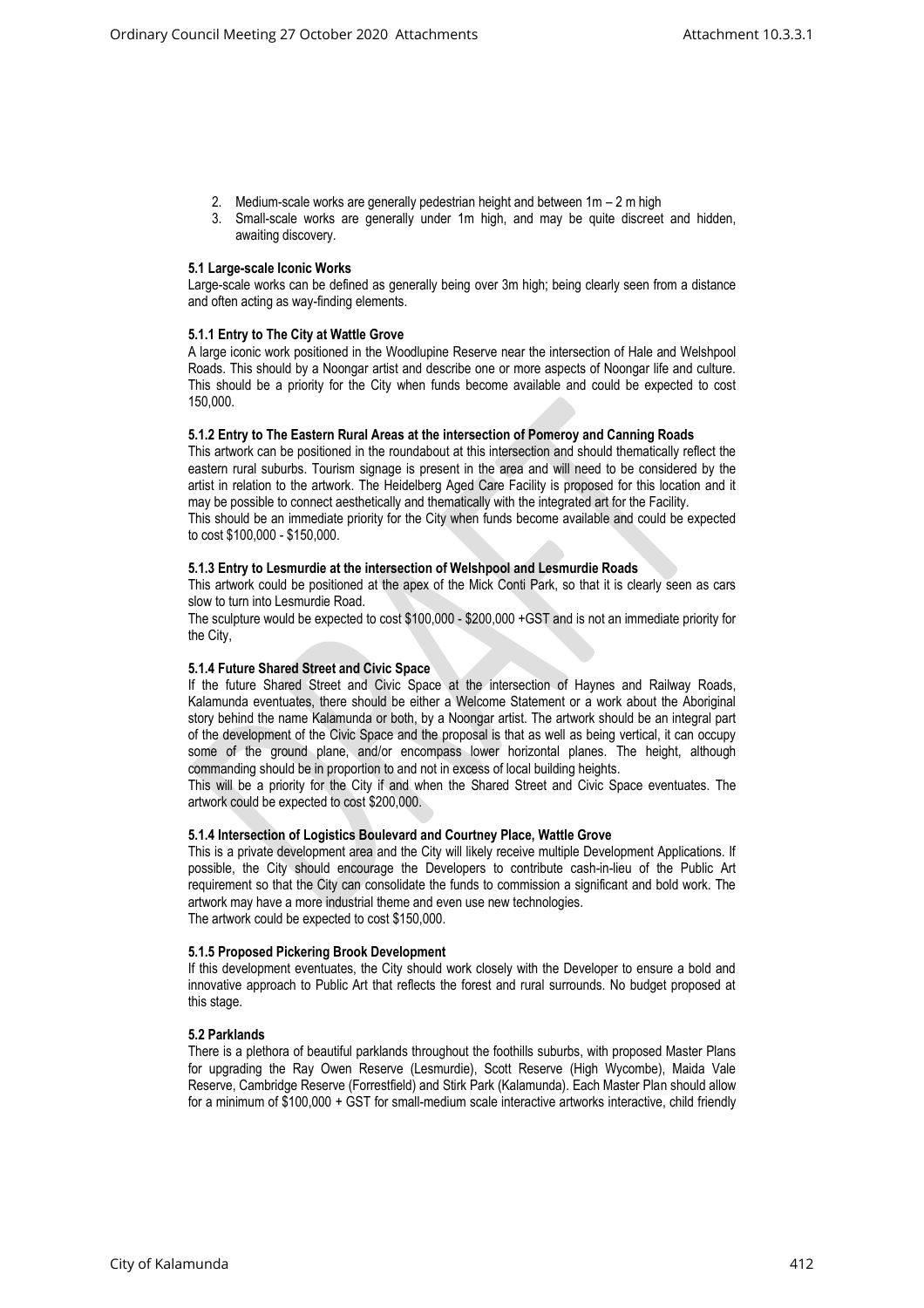2. Medium-scale works are generally pedestrian height and between 1m – 2 m high
3. Small-scale works are generally under 1m high, and may be quite discreet and hidden, awaiting discovery.

**5.1 Large-scale Iconic Works**

Large-scale works can be defined as generally being over 3m high; being clearly seen from a distance and often acting as way-finding elements.

**5.1.1 Entry to The City at Wattle Grove**

A large iconic work positioned in the Woodlupine Reserve near the intersection of Hale and Welshpool Roads. This should by a Noongar artist and describe one or more aspects of Noongar life and culture. This should be a priority for the City when funds become available and could be expected to cost 150,000.

**5.1.2 Entry to The Eastern Rural Areas at the intersection of Pomeroy and Canning Roads**

This artwork can be positioned in the roundabout at this intersection and should thematically reflect the eastern rural suburbs. Tourism signage is present in the area and will need to be considered by the artist in relation to the artwork. The Heidelberg Aged Care Facility is proposed for this location and it may be possible to connect aesthetically and thematically with the integrated art for the Facility.
This should be an immediate priority for the City when funds become available and could be expected to cost $100,000 - $150,000.

**5.1.3 Entry to Lesmurdie at the intersection of Welshpool and Lesmurdie Roads**

This artwork could be positioned at the apex of the Mick Conti Park, so that it is clearly seen as cars slow to turn into Lesmurdie Road.
The sculpture would be expected to cost $100,000 - $200,000 +GST and is not an immediate priority for the City,

**5.1.4 Future Shared Street and Civic Space**

If the future Shared Street and Civic Space at the intersection of Haynes and Railway Roads, Kalamunda eventuates, there should be either a Welcome Statement or a work about the Aboriginal story behind the name Kalamunda or both, by a Noongar artist. The artwork should be an integral part of the development of the Civic Space and the proposal is that as well as being vertical, it can occupy some of the ground plane, and/or encompass lower horizontal planes. The height, although commanding should be in proportion to and not in excess of local building heights.
This will be a priority for the City if and when the Shared Street and Civic Space eventuates. The artwork could be expected to cost $200,000.

**5.1.4 Intersection of Logistics Boulevard and Courtney Place, Wattle Grove**

This is a private development area and the City will likely receive multiple Development Applications. If possible, the City should encourage the Developers to contribute cash-in-lieu of the Public Art requirement so that the City can consolidate the funds to commission a significant and bold work. The artwork may have a more industrial theme and even use new technologies.
The artwork could be expected to cost $150,000.

**5.1.5 Proposed Pickering Brook Development**

If this development eventuates, the City should work closely with the Developer to ensure a bold and innovative approach to Public Art that reflects the forest and rural surrounds. No budget proposed at this stage.

**5.2 Parklands**

There is a plethora of beautiful parklands throughout the foothills suburbs, with proposed Master Plans for upgrading the Ray Owen Reserve (Lesmurdie), Scott Reserve (High Wycombe), Maida Vale Reserve, Cambridge Reserve (Forrestfield) and Stirk Park (Kalamunda). Each Master Plan should allow for a minimum of $100,000 + GST for small-medium scale interactive artworks interactive, child friendly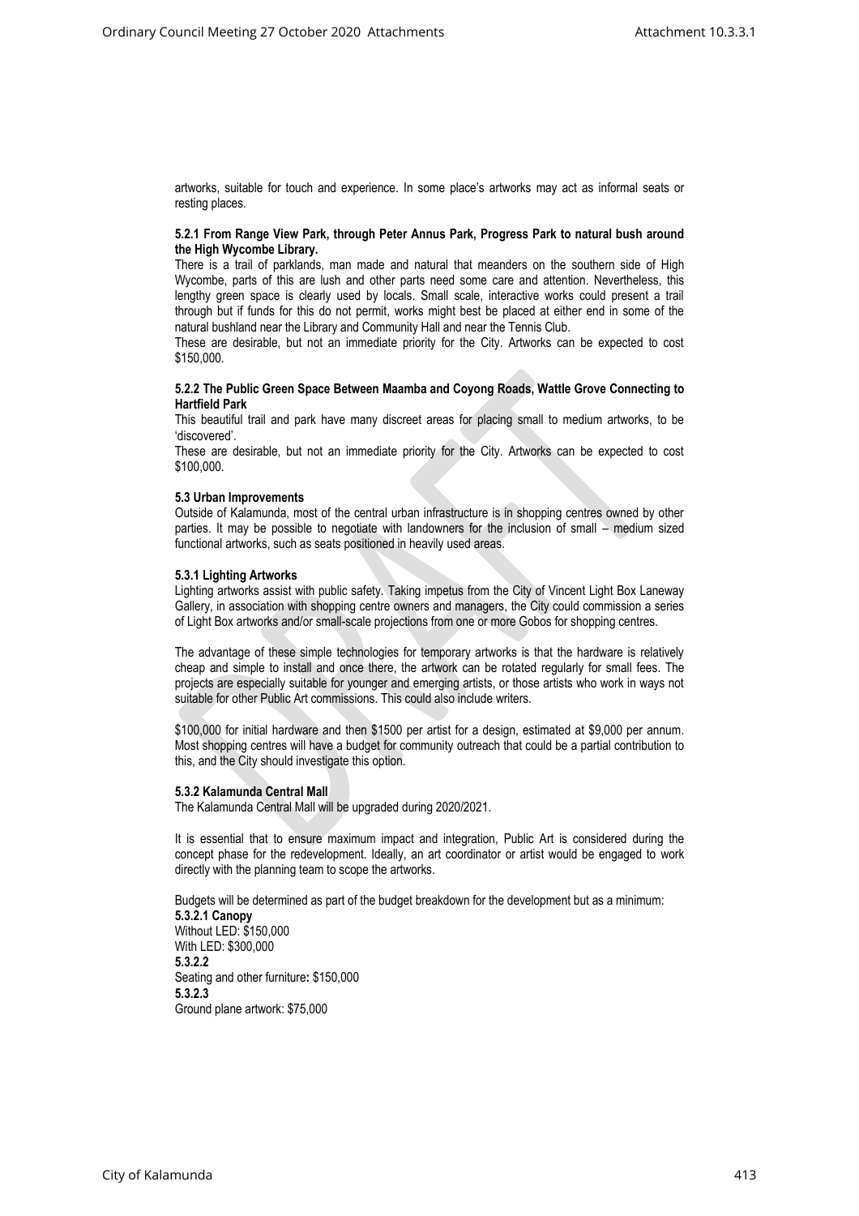artworks, suitable for touch and experience. In some place's artworks may act as informal seats or resting places.

**5.2.1 From Range View Park, through Peter Annus Park, Progress Park to natural bush around the High Wycombe Library.**

There is a trail of parklands, man made and natural that meanders on the southern side of High Wycombe, parts of this are lush and other parts need some care and attention. Nevertheless, this lengthy green space is clearly used by locals. Small scale, interactive works could present a trail through but if funds for this do not permit, works might best be placed at either end in some of the natural bushland near the Library and Community Hall and near the Tennis Club.

These are desirable, but not an immediate priority for the City. Artworks can be expected to cost $150,000.

**5.2.2 The Public Green Space Between Maamba and Coyong Roads, Wattle Grove Connecting to Hartfield Park**

This beautiful trail and park have many discreet areas for placing small to medium artworks, to be 'discovered'.

These are desirable, but not an immediate priority for the City. Artworks can be expected to cost $100,000.

**5.3 Urban Improvements**

Outside of Kalamunda, most of the central urban infrastructure is in shopping centres owned by other parties. It may be possible to negotiate with landowners for the inclusion of small – medium sized functional artworks, such as seats positioned in heavily used areas.

**5.3.1 Lighting Artworks**

Lighting artworks assist with public safety. Taking impetus from the City of Vincent Light Box Laneway Gallery, in association with shopping centre owners and managers, the City could commission a series of Light Box artworks and/or small-scale projections from one or more Gobos for shopping centres.

The advantage of these simple technologies for temporary artworks is that the hardware is relatively cheap and simple to install and once there, the artwork can be rotated regularly for small fees. The projects are especially suitable for younger and emerging artists, or those artists who work in ways not suitable for other Public Art commissions. This could also include writers.

$100,000 for initial hardware and then $1500 per artist for a design, estimated at $9,000 per annum. Most shopping centres will have a budget for community outreach that could be a partial contribution to this, and the City should investigate this option.

**5.3.2 Kalamunda Central Mall**

The Kalamunda Central Mall will be upgraded during 2020/2021.

It is essential that to ensure maximum impact and integration, Public Art is considered during the concept phase for the redevelopment. Ideally, an art coordinator or artist would be engaged to work directly with the planning team to scope the artworks.

Budgets will be determined as part of the budget breakdown for the development but as a minimum:

**5.3.2.1 Canopy**
Without LED: $150,000
With LED: $300,000

**5.3.2.2**
Seating and other furniture**:** $150,000

**5.3.2.3**
Ground plane artwork: $75,000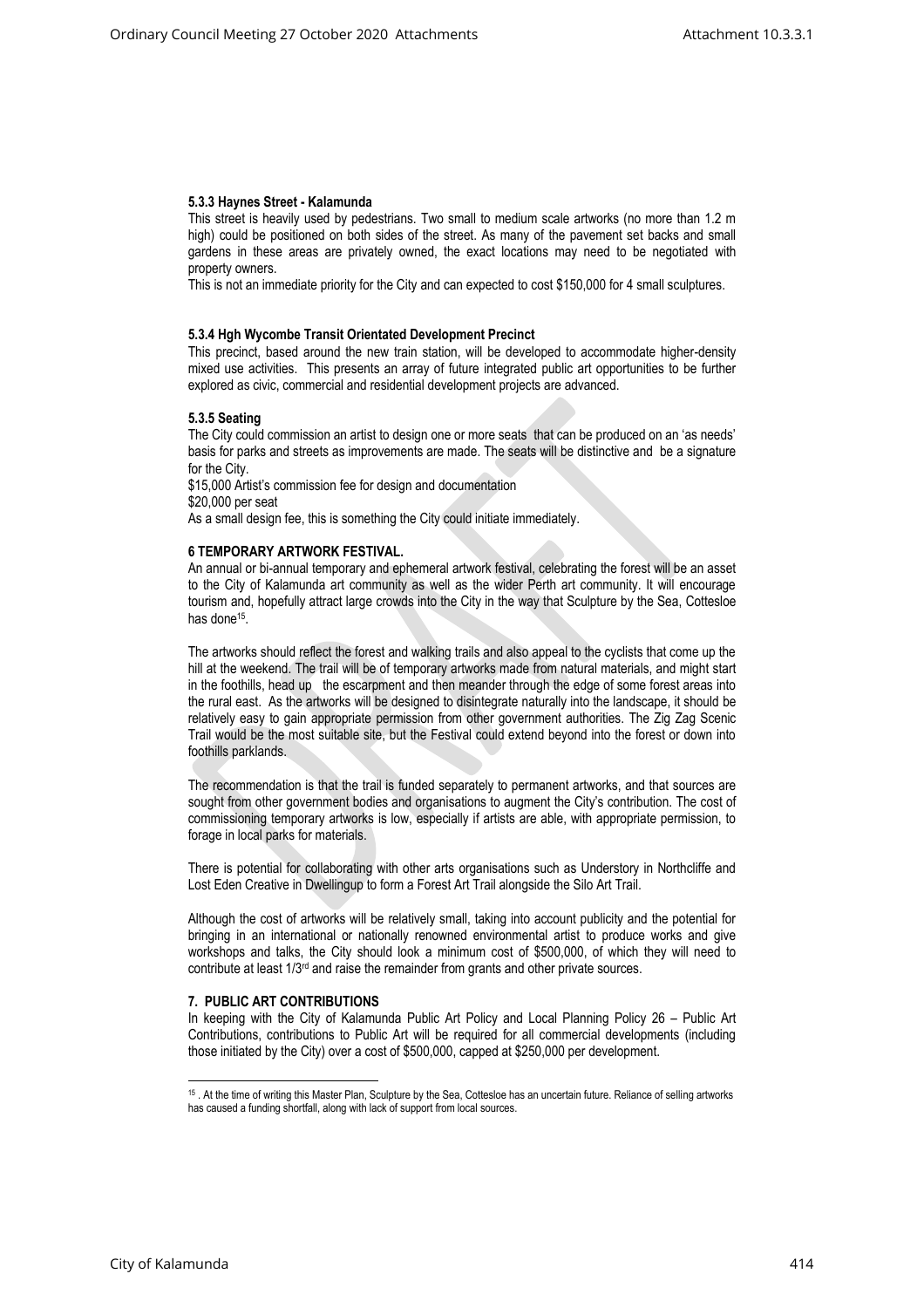**5.3.3 Haynes Street - Kalamunda**

This street is heavily used by pedestrians. Two small to medium scale artworks (no more than 1.2 m high) could be positioned on both sides of the street. As many of the pavement set backs and small gardens in these areas are privately owned, the exact locations may need to be negotiated with property owners.

This is not an immediate priority for the City and can expected to cost $150,000 for 4 small sculptures.

**5.3.4 Hgh Wycombe Transit Orientated Development Precinct**

This precinct, based around the new train station, will be developed to accommodate higher-density mixed use activities. This presents an array of future integrated public art opportunities to be further explored as civic, commercial and residential development projects are advanced.

**5.3.5 Seating**

The City could commission an artist to design one or more seats that can be produced on an 'as needs' basis for parks and streets as improvements are made. The seats will be distinctive and be a signature for the City.

$15,000 Artist's commission fee for design and documentation

$20,000 per seat

As a small design fee, this is something the City could initiate immediately.

**6 TEMPORARY ARTWORK FESTIVAL.**

An annual or bi-annual temporary and ephemeral artwork festival, celebrating the forest will be an asset to the City of Kalamunda art community as well as the wider Perth art community. It will encourage tourism and, hopefully attract large crowds into the City in the way that Sculpture by the Sea, Cottesloe has done[15].

The artworks should reflect the forest and walking trails and also appeal to the cyclists that come up the hill at the weekend. The trail will be of temporary artworks made from natural materials, and might start in the foothills, head up the escarpment and then meander through the edge of some forest areas into the rural east. As the artworks will be designed to disintegrate naturally into the landscape, it should be relatively easy to gain appropriate permission from other government authorities. The Zig Zag Scenic Trail would be the most suitable site, but the Festival could extend beyond into the forest or down into foothills parklands.

The recommendation is that the trail is funded separately to permanent artworks, and that sources are sought from other government bodies and organisations to augment the City's contribution. The cost of commissioning temporary artworks is low, especially if artists are able, with appropriate permission, to forage in local parks for materials.

There is potential for collaborating with other arts organisations such as Understory in Northcliffe and Lost Eden Creative in Dwellingup to form a Forest Art Trail alongside the Silo Art Trail.

Although the cost of artworks will be relatively small, taking into account publicity and the potential for bringing in an international or nationally renowned environmental artist to produce works and give workshops and talks, the City should look a minimum cost of $500,000, of which they will need to contribute at least 1/3rd and raise the remainder from grants and other private sources.

**7. PUBLIC ART CONTRIBUTIONS**

In keeping with the City of Kalamunda Public Art Policy and Local Planning Policy 26 – Public Art Contributions, contributions to Public Art will be required for all commercial developments (including those initiated by the City) over a cost of $500,000, capped at $250,000 per development.

---

[15] . At the time of writing this Master Plan, Sculpture by the Sea, Cottesloe has an uncertain future. Reliance of selling artworks has caused a funding shortfall, along with lack of support from local sources.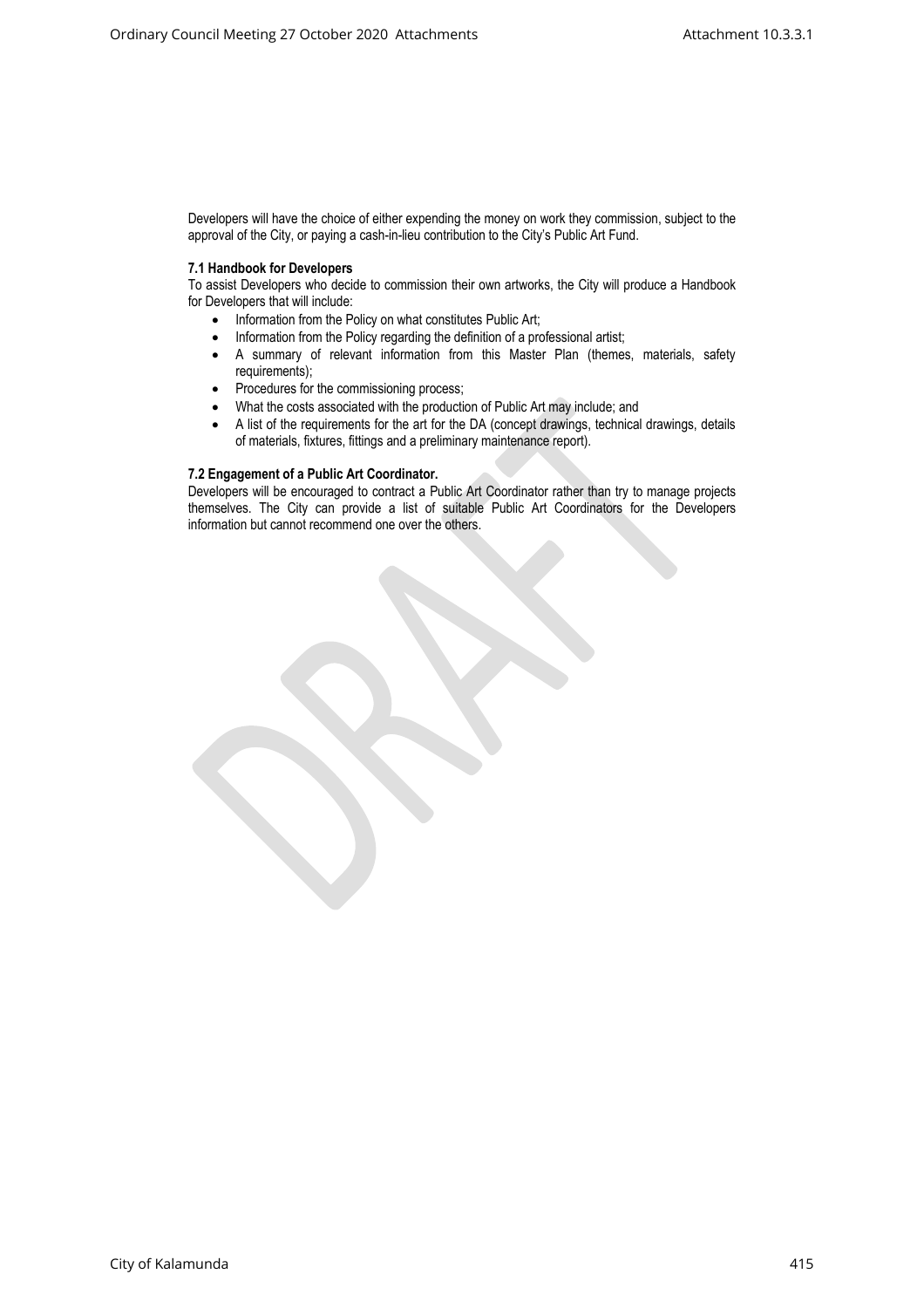Developers will have the choice of either expending the money on work they commission, subject to the approval of the City, or paying a cash-in-lieu contribution to the City's Public Art Fund.

**7.1 Handbook for Developers**

To assist Developers who decide to commission their own artworks, the City will produce a Handbook for Developers that will include:

- Information from the Policy on what constitutes Public Art;
- Information from the Policy regarding the definition of a professional artist;
- A summary of relevant information from this Master Plan (themes, materials, safety requirements);
- Procedures for the commissioning process;
- What the costs associated with the production of Public Art may include; and
- A list of the requirements for the art for the DA (concept drawings, technical drawings, details of materials, fixtures, fittings and a preliminary maintenance report).

**7.2 Engagement of a Public Art Coordinator.**

Developers will be encouraged to contract a Public Art Coordinator rather than try to manage projects themselves. The City can provide a list of suitable Public Art Coordinators for the Developers information but cannot recommend one over the others.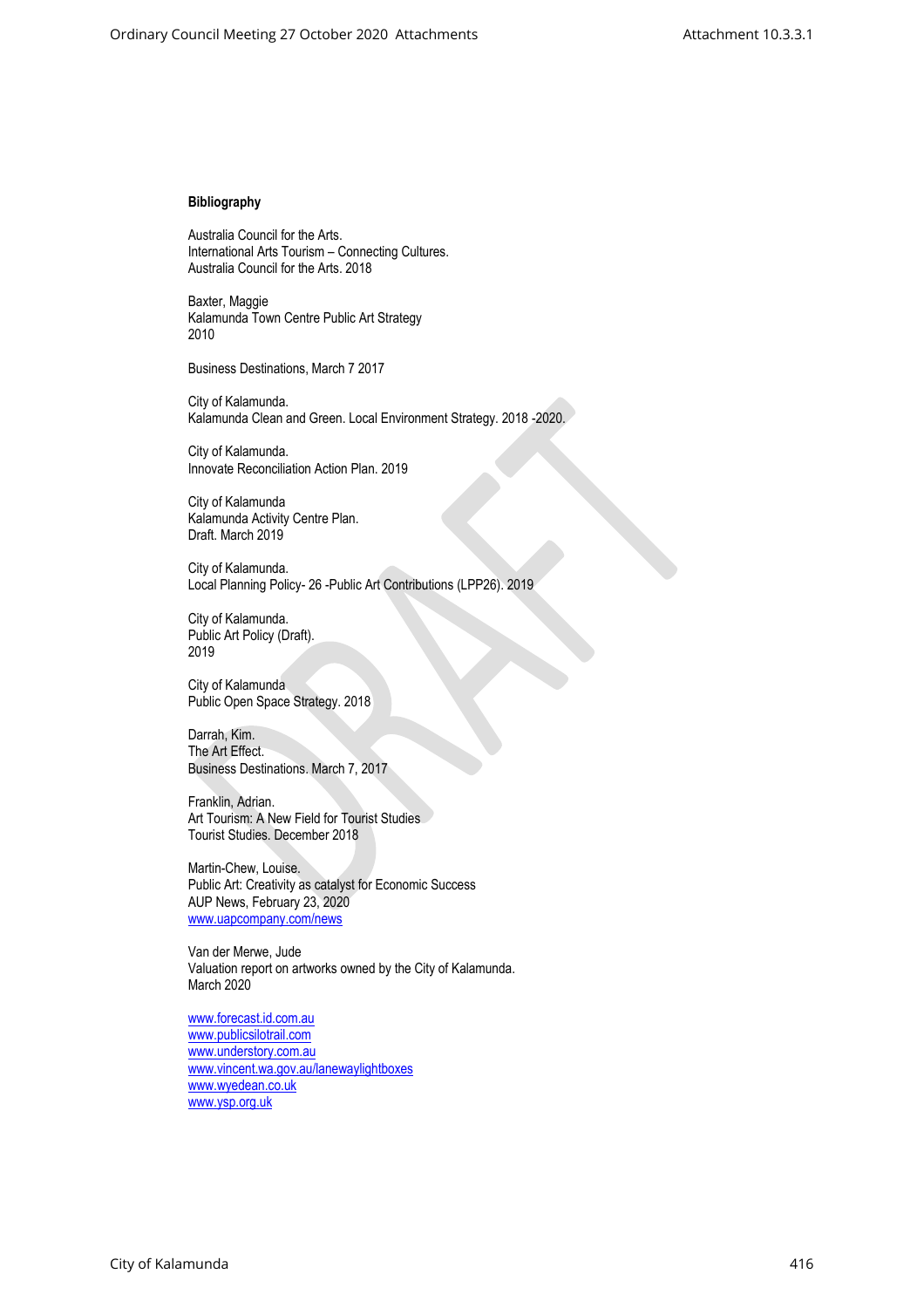**Bibliography**

Australia Council for the Arts.
International Arts Tourism – Connecting Cultures.
Australia Council for the Arts. 2018

Baxter, Maggie
Kalamunda Town Centre Public Art Strategy
2010

Business Destinations, March 7 2017

City of Kalamunda.
Kalamunda Clean and Green. Local Environment Strategy. 2018 -2020.

City of Kalamunda.
Innovate Reconciliation Action Plan. 2019

City of Kalamunda
Kalamunda Activity Centre Plan.
Draft. March 2019

City of Kalamunda.
Local Planning Policy- 26 -Public Art Contributions (LPP26). 2019

City of Kalamunda.
Public Art Policy (Draft).
2019

City of Kalamunda
Public Open Space Strategy. 2018

Darrah, Kim.
The Art Effect.
Business Destinations. March 7, 2017

Franklin, Adrian.
Art Tourism: A New Field for Tourist Studies
Tourist Studies. December 2018

Martin-Chew, Louise.
Public Art: Creativity as catalyst for Economic Success
AUP News, February 23, 2020
www.uapcompany.com/news

Van der Merwe, Jude
Valuation report on artworks owned by the City of Kalamunda.
March 2020

www.forecast.id.com.au
www.publicsilotrail.com
www.understory.com.au
www.vincent.wa.gov.au/lanewaylightboxes
www.wyedean.co.uk
www.ysp.org.uk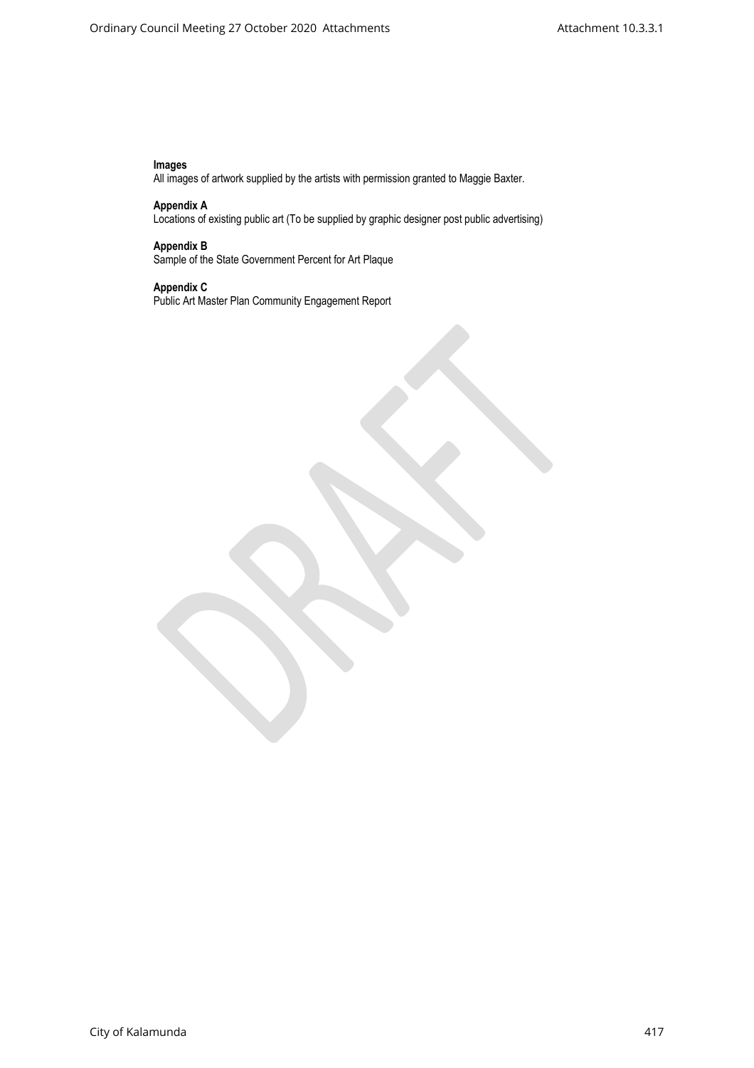**Images**

All images of artwork supplied by the artists with permission granted to Maggie Baxter.

**Appendix A**

Locations of existing public art (To be supplied by graphic designer post public advertising)

**Appendix B**

Sample of the State Government Percent for Art Plaque

**Appendix C**

Public Art Master Plan Community Engagement Report